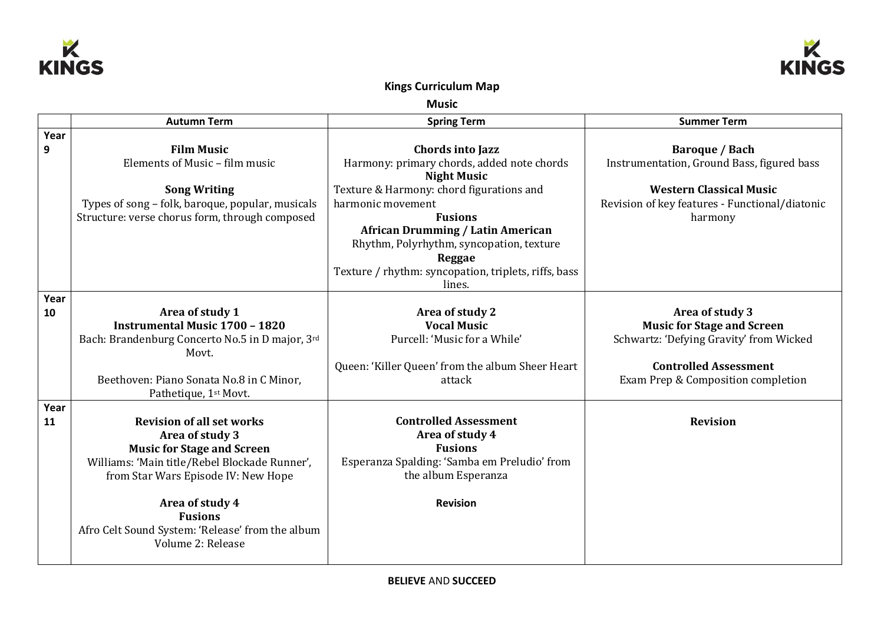# Kings Curriculum Map

## Music

| | Autumn Term | Spring Term | Summer Term |
|---|---|---|---|
| Year 9 | **Film Music**<br>Elements of Music – film music<br><br>**Song Writing**<br>Types of song – folk, baroque, popular, musicals<br>Structure: verse chorus form, through composed | **Chords into Jazz**<br>Harmony: primary chords, added note chords<br>**Night Music**<br>Texture & Harmony: chord figurations and harmonic movement<br>**Fusions**<br>**African Drumming / Latin American**<br>Rhythm, Polyrhythm, syncopation, texture<br>**Reggae**<br>Texture / rhythm: syncopation, triplets, riffs, bass lines. | **Baroque / Bach**<br>Instrumentation, Ground Bass, figured bass<br><br>**Western Classical Music**<br>Revision of key features - Functional/diatonic harmony |
| Year 10 | **Area of study 1**<br>**Instrumental Music 1700 – 1820**<br>Bach: Brandenburg Concerto No.5 in D major, 3rd Movt.<br><br>Beethoven: Piano Sonata No.8 in C Minor, Pathetique, 1st Movt. | **Area of study 2**<br>**Vocal Music**<br>Purcell: 'Music for a While'<br><br>Queen: 'Killer Queen' from the album Sheer Heart attack | **Area of study 3**<br>**Music for Stage and Screen**<br>Schwartz: 'Defying Gravity' from Wicked<br><br>**Controlled Assessment**<br>Exam Prep & Composition completion |
| Year 11 | **Revision of all set works**<br>**Area of study 3**<br>**Music for Stage and Screen**<br>Williams: 'Main title/Rebel Blockade Runner', from Star Wars Episode IV: New Hope<br><br>**Area of study 4**<br>**Fusions**<br>Afro Celt Sound System: 'Release' from the album Volume 2: Release | **Controlled Assessment**<br>**Area of study 4**<br>**Fusions**<br>Esperanza Spalding: 'Samba em Preludio' from the album Esperanza<br><br>**Revision** | **Revision** |

**BELIEVE** AND **SUCCEED**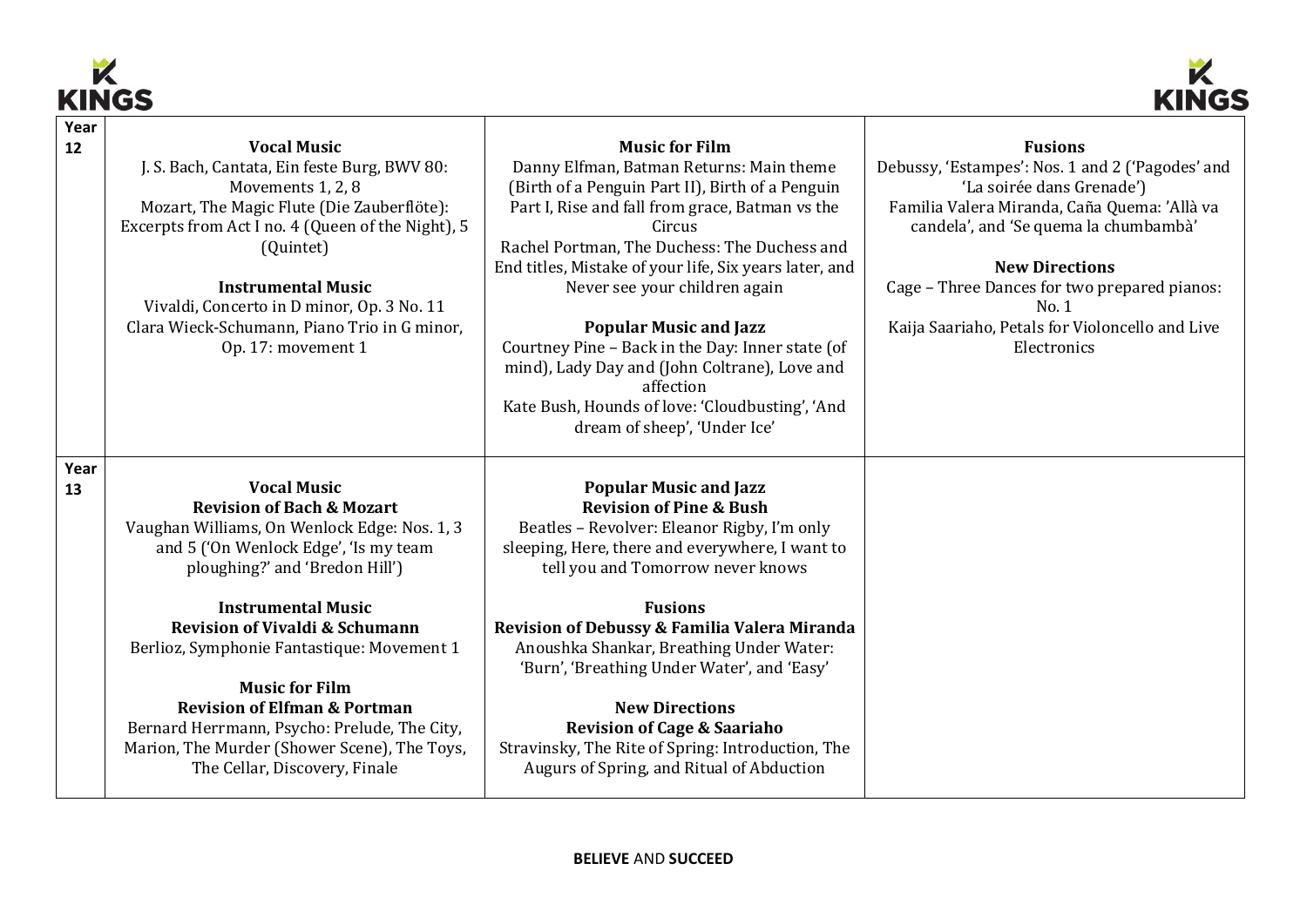| | | | |
|---|---|---|---|
| **Year 12** | **Vocal Music**<br>J. S. Bach, Cantata, Ein feste Burg, BWV 80: Movements 1, 2, 8<br>Mozart, The Magic Flute (Die Zauberflöte): Excerpts from Act I no. 4 (Queen of the Night), 5 (Quintet)<br><br>**Instrumental Music**<br>Vivaldi, Concerto in D minor, Op. 3 No. 11<br>Clara Wieck-Schumann, Piano Trio in G minor, Op. 17: movement 1 | **Music for Film**<br>Danny Elfman, Batman Returns: Main theme (Birth of a Penguin Part II), Birth of a Penguin Part I, Rise and fall from grace, Batman vs the Circus<br>Rachel Portman, The Duchess: The Duchess and End titles, Mistake of your life, Six years later, and Never see your children again<br><br>**Popular Music and Jazz**<br>Courtney Pine – Back in the Day: Inner state (of mind), Lady Day and (John Coltrane), Love and affection<br>Kate Bush, Hounds of love: 'Cloudbusting', 'And dream of sheep', 'Under Ice' | **Fusions**<br>Debussy, 'Estampes': Nos. 1 and 2 ('Pagodes' and 'La soirée dans Grenade')<br>Familia Valera Miranda, Caña Quema: 'Allà va candela', and 'Se quema la chumbambà'<br><br>**New Directions**<br>Cage – Three Dances for two prepared pianos: No. 1<br>Kaija Saariaho, Petals for Violoncello and Live Electronics |
| **Year 13** | **Vocal Music**<br>**Revision of Bach & Mozart**<br>Vaughan Williams, On Wenlock Edge: Nos. 1, 3 and 5 ('On Wenlock Edge', 'Is my team ploughing?' and 'Bredon Hill')<br><br>**Instrumental Music**<br>**Revision of Vivaldi & Schumann**<br>Berlioz, Symphonie Fantastique: Movement 1<br><br>**Music for Film**<br>**Revision of Elfman & Portman**<br>Bernard Herrmann, Psycho: Prelude, The City, Marion, The Murder (Shower Scene), The Toys, The Cellar, Discovery, Finale | **Popular Music and Jazz**<br>**Revision of Pine & Bush**<br>Beatles – Revolver: Eleanor Rigby, I'm only sleeping, Here, there and everywhere, I want to tell you and Tomorrow never knows<br><br>**Fusions**<br>**Revision of Debussy & Familia Valera Miranda**<br>Anoushka Shankar, Breathing Under Water: 'Burn', 'Breathing Under Water', and 'Easy'<br><br>**New Directions**<br>**Revision of Cage & Saariaho**<br>Stravinsky, The Rite of Spring: Introduction, The Augurs of Spring, and Ritual of Abduction | |

**BELIEVE** AND **SUCCEED**